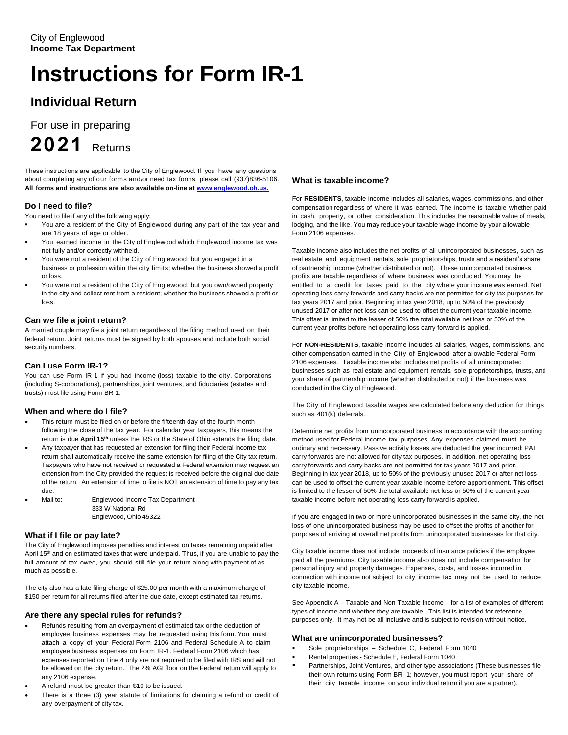City of Englewood
**Income Tax Department**

# Instructions for Form IR-1

## Individual Return

For use in preparing

**2021** Returns

These instructions are applicable to the City of Englewood. If you have any questions about completing any of our forms and/or need tax forms, please call (937)836-5106. **All forms and instructions are also available on-line at [www.englewood.oh.us.](http://www.englewood.oh.us)**

### Do I need to file?

You need to file if any of the following apply:

- You are a resident of the City of Englewood during any part of the tax year and are 18 years of age or older.
- You earned income in the City of Englewood which Englewood income tax was not fully and/or correctly withheld.
- You were not a resident of the City of Englewood, but you engaged in a business or profession within the city limits; whether the business showed a profit or loss.
- You were not a resident of the City of Englewood, but you own/owned property in the city and collect rent from a resident; whether the business showed a profit or loss.

### Can we file a joint return?

A married couple may file a joint return regardless of the filing method used on their federal return. Joint returns must be signed by both spouses and include both social security numbers.

### Can I use Form IR-1?

You can use Form IR-1 if you had income (loss) taxable to the city. Corporations (including S-corporations), partnerships, joint ventures, and fiduciaries (estates and trusts) must file using Form BR-1.

### When and where do I file?

- This return must be filed on or before the fifteenth day of the fourth month following the close of the tax year. For calendar year taxpayers, this means the return is due **April 15th** unless the IRS or the State of Ohio extends the filing date.
- Any taxpayer that has requested an extension for filing their Federal income tax return shall automatically receive the same extension for filing of the City tax return. Taxpayers who have not received or requested a Federal extension may request an extension from the City provided the request is received before the original due date of the return. An extension of time to file is NOT an extension of time to pay any tax due.
- Mail to: Englewood Income Tax Department
  333 W National Rd
  Englewood, Ohio 45322

### What if I file or pay late?

The City of Englewood imposes penalties and interest on taxes remaining unpaid after April 15th and on estimated taxes that were underpaid. Thus, if you are unable to pay the full amount of tax owed, you should still file your return along with payment of as much as possible.

The city also has a late filing charge of $25.00 per month with a maximum charge of $150 per return for all returns filed after the due date, except estimated tax returns.

### Are there any special rules for refunds?

- Refunds resulting from an overpayment of estimated tax or the deduction of employee business expenses may be requested using this form. You must attach a copy of your Federal Form 2106 and Federal Schedule A to claim employee business expenses on Form IR-1. Federal Form 2106 which has expenses reported on Line 4 only are not required to be filed with IRS and will not be allowed on the city return. The 2% AGI floor on the Federal return will apply to any 2106 expense.
- A refund must be greater than $10 to be issued.
- There is a three (3) year statute of limitations for claiming a refund or credit of any overpayment of city tax.

### What is taxable income?

For **RESIDENTS**, taxable income includes all salaries, wages, commissions, and other compensation regardless of where it was earned. The income is taxable whether paid in cash, property, or other consideration. This includes the reasonable value of meals, lodging, and the like. You may reduce your taxable wage income by your allowable Form 2106 expenses.

Taxable income also includes the net profits of all unincorporated businesses, such as: real estate and equipment rentals, sole proprietorships, trusts and a resident's share of partnership income (whether distributed or not). These unincorporated business profits are taxable regardless of where business was conducted. You may be entitled to a credit for taxes paid to the city where your income was earned. Net operating loss carry forwards and carry backs are not permitted for city tax purposes for tax years 2017 and prior. Beginning in tax year 2018, up to 50% of the previously unused 2017 or after net loss can be used to offset the current year taxable income. This offset is limited to the lesser of 50% the total available net loss or 50% of the current year profits before net operating loss carry forward is applied.

For **NON-RESIDENTS**, taxable income includes all salaries, wages, commissions, and other compensation earned in the City of Englewood, after allowable Federal Form 2106 expenses. Taxable income also includes net profits of all unincorporated businesses such as real estate and equipment rentals, sole proprietorships, trusts, and your share of partnership income (whether distributed or not) if the business was conducted in the City of Englewood.

The City of Englewood taxable wages are calculated before any deduction for things such as 401(k) deferrals.

Determine net profits from unincorporated business in accordance with the accounting method used for Federal income tax purposes. Any expenses claimed must be ordinary and necessary. Passive activity losses are deducted the year incurred: PAL carry forwards are not allowed for city tax purposes. In addition, net operating loss carry forwards and carry backs are not permitted for tax years 2017 and prior. Beginning in tax year 2018, up to 50% of the previously unused 2017 or after net loss can be used to offset the current year taxable income before apportionment. This offset is limited to the lesser of 50% the total available net loss or 50% of the current year taxable income before net operating loss carry forward is applied.

If you are engaged in two or more unincorporated businesses in the same city, the net loss of one unincorporated business may be used to offset the profits of another for purposes of arriving at overall net profits from unincorporated businesses for that city.

City taxable income does not include proceeds of insurance policies if the employee paid all the premiums. City taxable income also does not include compensation for personal injury and property damages. Expenses, costs, and losses incurred in connection with income not subject to city income tax may not be used to reduce city taxable income.

See Appendix A – Taxable and Non-Taxable Income – for a list of examples of different types of income and whether they are taxable. This list is intended for reference purposes only. It may not be all inclusive and is subject to revision without notice.

### What are unincorporated businesses?

- Sole proprietorships – Schedule C, Federal Form 1040
- Rental properties - Schedule E, Federal Form 1040
- Partnerships, Joint Ventures, and other type associations (These businesses file their own returns using Form BR- 1; however, you must report your share of their city taxable income on your individual return if you are a partner).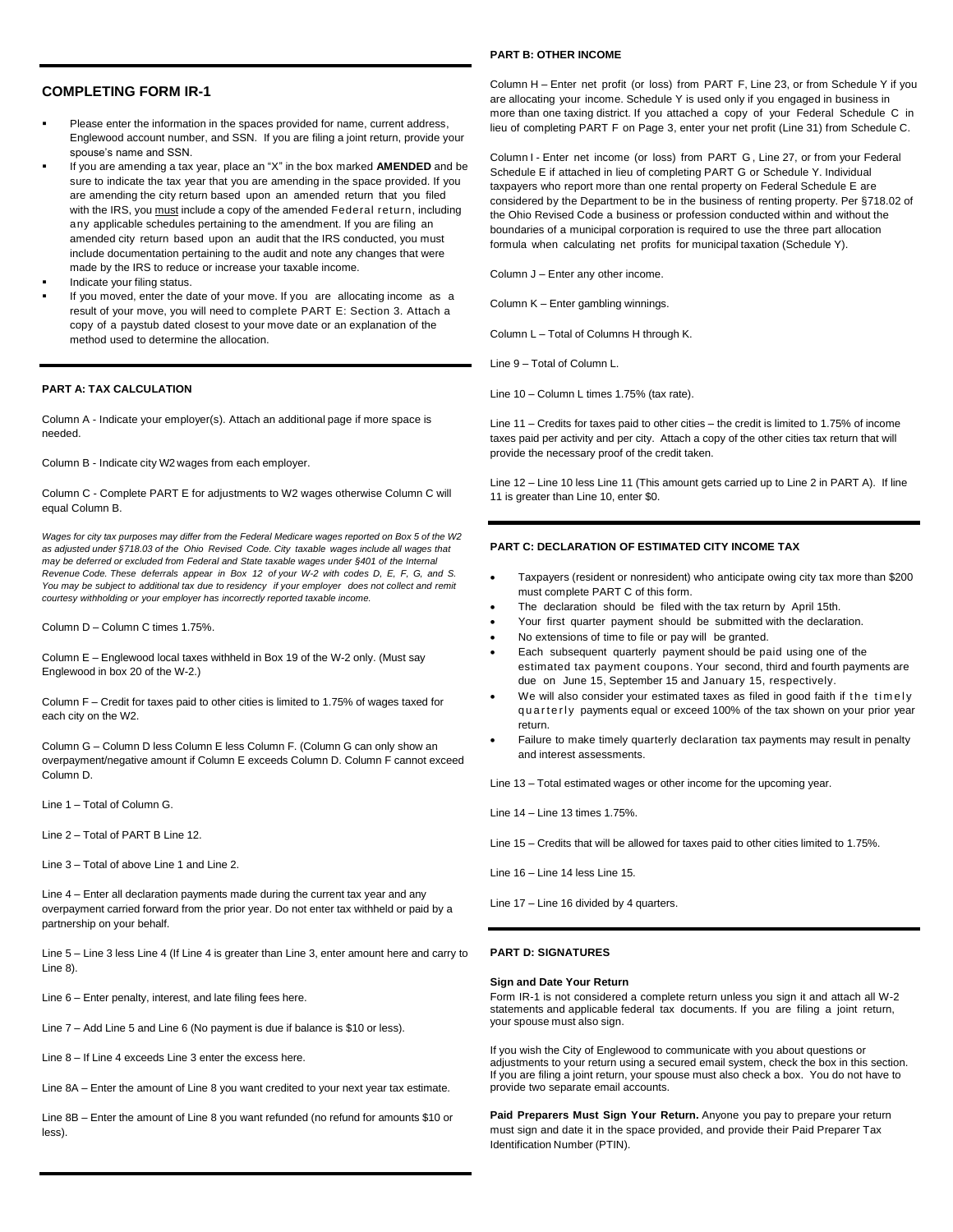## COMPLETING FORM IR-1

- Please enter the information in the spaces provided for name, current address, Englewood account number, and SSN. If you are filing a joint return, provide your spouse's name and SSN.
- If you are amending a tax year, place an "X" in the box marked **AMENDED** and be sure to indicate the tax year that you are amending in the space provided. If you are amending the city return based upon an amended return that you filed with the IRS, you must include a copy of the amended Federal return, including any applicable schedules pertaining to the amendment. If you are filing an amended city return based upon an audit that the IRS conducted, you must include documentation pertaining to the audit and note any changes that were made by the IRS to reduce or increase your taxable income.
- Indicate your filing status.
- If you moved, enter the date of your move. If you are allocating income as a result of your move, you will need to complete PART E: Section 3. Attach a copy of a paystub dated closest to your move date or an explanation of the method used to determine the allocation.

### PART A: TAX CALCULATION

Column A - Indicate your employer(s). Attach an additional page if more space is needed.

Column B - Indicate city W2 wages from each employer.

Column C - Complete PART E for adjustments to W2 wages otherwise Column C will equal Column B.

*Wages for city tax purposes may differ from the Federal Medicare wages reported on Box 5 of the W2 as adjusted under §718.03 of the Ohio Revised Code. City taxable wages include all wages that may be deferred or excluded from Federal and State taxable wages under §401 of the Internal Revenue Code. These deferrals appear in Box 12 of your W-2 with codes D, E, F, G, and S. You may be subject to additional tax due to residency if your employer does not collect and remit courtesy withholding or your employer has incorrectly reported taxable income.*

Column D – Column C times 1.75%.

Column E – Englewood local taxes withheld in Box 19 of the W-2 only. (Must say Englewood in box 20 of the W-2.)

Column F – Credit for taxes paid to other cities is limited to 1.75% of wages taxed for each city on the W2.

Column G – Column D less Column E less Column F. (Column G can only show an overpayment/negative amount if Column E exceeds Column D. Column F cannot exceed Column D.

Line 1 – Total of Column G.

Line 2 – Total of PART B Line 12.

Line 3 – Total of above Line 1 and Line 2.

Line 4 – Enter all declaration payments made during the current tax year and any overpayment carried forward from the prior year. Do not enter tax withheld or paid by a partnership on your behalf.

Line 5 – Line 3 less Line 4 (If Line 4 is greater than Line 3, enter amount here and carry to Line 8).

Line 6 – Enter penalty, interest, and late filing fees here.

Line 7 – Add Line 5 and Line 6 (No payment is due if balance is $10 or less).

Line 8 – If Line 4 exceeds Line 3 enter the excess here.

Line 8A – Enter the amount of Line 8 you want credited to your next year tax estimate.

Line 8B – Enter the amount of Line 8 you want refunded (no refund for amounts $10 or less).

### PART B: OTHER INCOME

Column H – Enter net profit (or loss) from PART F, Line 23, or from Schedule Y if you are allocating your income. Schedule Y is used only if you engaged in business in more than one taxing district. If you attached a copy of your Federal Schedule C in lieu of completing PART F on Page 3, enter your net profit (Line 31) from Schedule C.

Column I - Enter net income (or loss) from PART G, Line 27, or from your Federal Schedule E if attached in lieu of completing PART G or Schedule Y. Individual taxpayers who report more than one rental property on Federal Schedule E are considered by the Department to be in the business of renting property. Per §718.02 of the Ohio Revised Code a business or profession conducted within and without the boundaries of a municipal corporation is required to use the three part allocation formula when calculating net profits for municipal taxation (Schedule Y).

Column J – Enter any other income.

Column K – Enter gambling winnings.

Column L – Total of Columns H through K.

Line 9 – Total of Column L.

Line 10 – Column L times 1.75% (tax rate).

Line 11 – Credits for taxes paid to other cities – the credit is limited to 1.75% of income taxes paid per activity and per city. Attach a copy of the other cities tax return that will provide the necessary proof of the credit taken.

Line 12 – Line 10 less Line 11 (This amount gets carried up to Line 2 in PART A). If line 11 is greater than Line 10, enter $0.

### PART C: DECLARATION OF ESTIMATED CITY INCOME TAX

- Taxpayers (resident or nonresident) who anticipate owing city tax more than $200 must complete PART C of this form.
- The declaration should be filed with the tax return by April 15th.
- Your first quarter payment should be submitted with the declaration.
- No extensions of time to file or pay will be granted.
- Each subsequent quarterly payment should be paid using one of the estimated tax payment coupons. Your second, third and fourth payments are due on June 15, September 15 and January 15, respectively.
- We will also consider your estimated taxes as filed in good faith if the timely quarterly payments equal or exceed 100% of the tax shown on your prior year return.
- Failure to make timely quarterly declaration tax payments may result in penalty and interest assessments.

Line 13 – Total estimated wages or other income for the upcoming year.

Line 14 – Line 13 times 1.75%.

Line 15 – Credits that will be allowed for taxes paid to other cities limited to 1.75%.

Line 16 – Line 14 less Line 15.

Line 17 – Line 16 divided by 4 quarters.

### PART D: SIGNATURES

**Sign and Date Your Return**

Form IR-1 is not considered a complete return unless you sign it and attach all W-2 statements and applicable federal tax documents. If you are filing a joint return, your spouse must also sign.

If you wish the City of Englewood to communicate with you about questions or adjustments to your return using a secured email system, check the box in this section. If you are filing a joint return, your spouse must also check a box. You do not have to provide two separate email accounts.

**Paid Preparers Must Sign Your Return.** Anyone you pay to prepare your return must sign and date it in the space provided, and provide their Paid Preparer Tax Identification Number (PTIN).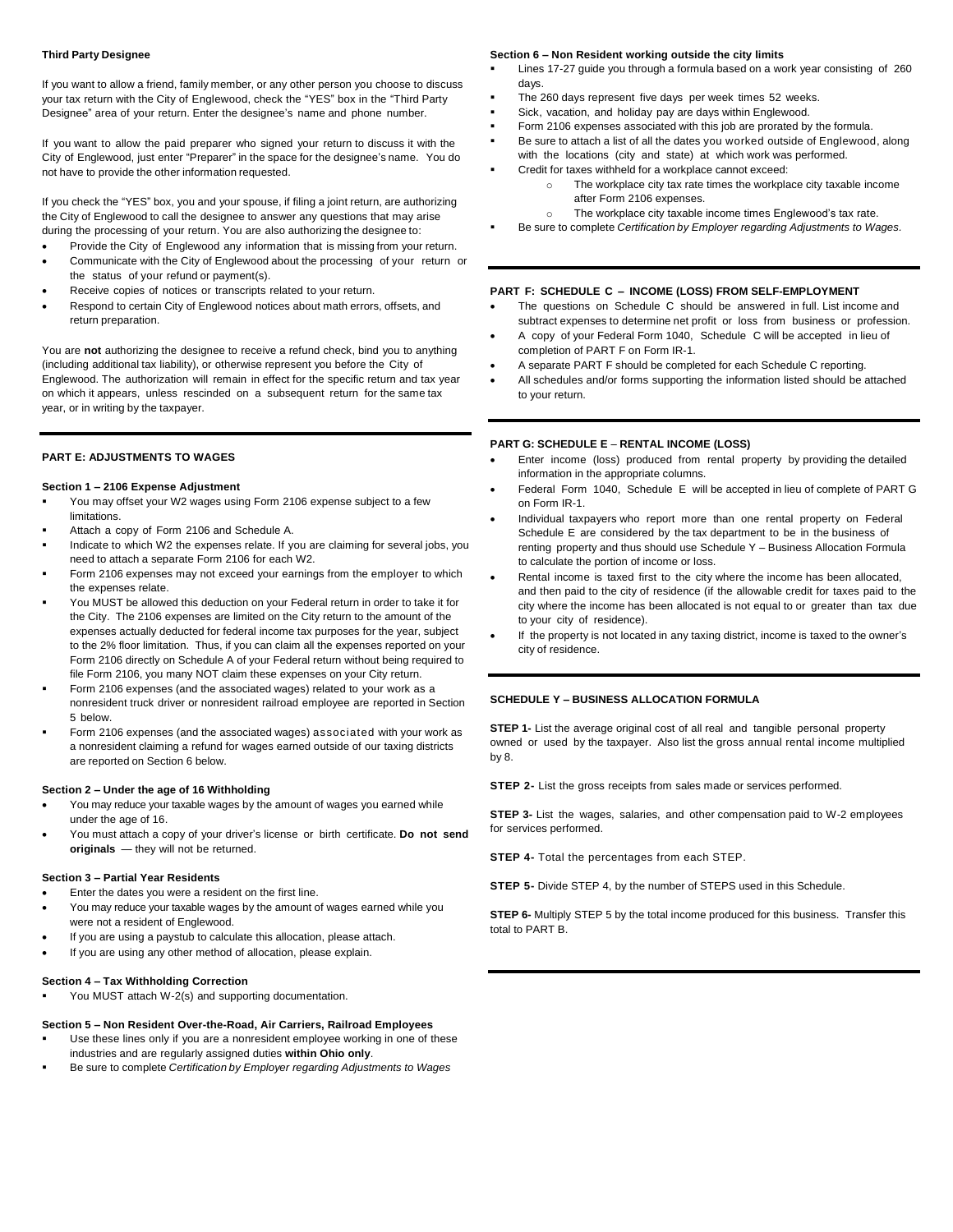#### Third Party Designee

If you want to allow a friend, family member, or any other person you choose to discuss your tax return with the City of Englewood, check the "YES" box in the "Third Party Designee" area of your return. Enter the designee's name and phone number.

If you want to allow the paid preparer who signed your return to discuss it with the City of Englewood, just enter "Preparer" in the space for the designee's name. You do not have to provide the other information requested.

If you check the "YES" box, you and your spouse, if filing a joint return, are authorizing the City of Englewood to call the designee to answer any questions that may arise during the processing of your return. You are also authorizing the designee to:

- Provide the City of Englewood any information that is missing from your return.
- Communicate with the City of Englewood about the processing of your return or the status of your refund or payment(s).
- Receive copies of notices or transcripts related to your return.
- Respond to certain City of Englewood notices about math errors, offsets, and return preparation.

You are **not** authorizing the designee to receive a refund check, bind you to anything (including additional tax liability), or otherwise represent you before the City of Englewood. The authorization will remain in effect for the specific return and tax year on which it appears, unless rescinded on a subsequent return for the same tax year, or in writing by the taxpayer.

---

#### PART E: ADJUSTMENTS TO WAGES

**Section 1 – 2106 Expense Adjustment**

- You may offset your W2 wages using Form 2106 expense subject to a few limitations.
- Attach a copy of Form 2106 and Schedule A.
- Indicate to which W2 the expenses relate. If you are claiming for several jobs, you need to attach a separate Form 2106 for each W2.
- Form 2106 expenses may not exceed your earnings from the employer to which the expenses relate.
- You MUST be allowed this deduction on your Federal return in order to take it for the City. The 2106 expenses are limited on the City return to the amount of the expenses actually deducted for federal income tax purposes for the year, subject to the 2% floor limitation. Thus, if you can claim all the expenses reported on your Form 2106 directly on Schedule A of your Federal return without being required to file Form 2106, you many NOT claim these expenses on your City return.
- Form 2106 expenses (and the associated wages) related to your work as a nonresident truck driver or nonresident railroad employee are reported in Section 5 below.
- Form 2106 expenses (and the associated wages) associated with your work as a nonresident claiming a refund for wages earned outside of our taxing districts are reported on Section 6 below.

**Section 2 – Under the age of 16 Withholding**

- You may reduce your taxable wages by the amount of wages you earned while under the age of 16.
- You must attach a copy of your driver's license or birth certificate. **Do not send originals** — they will not be returned.

**Section 3 – Partial Year Residents**

- Enter the dates you were a resident on the first line.
- You may reduce your taxable wages by the amount of wages earned while you were not a resident of Englewood.
- If you are using a paystub to calculate this allocation, please attach.
- If you are using any other method of allocation, please explain.

**Section 4 – Tax Withholding Correction**

- You MUST attach W-2(s) and supporting documentation.

**Section 5 – Non Resident Over-the-Road, Air Carriers, Railroad Employees**

- Use these lines only if you are a nonresident employee working in one of these industries and are regularly assigned duties **within Ohio only**.
- Be sure to complete *Certification by Employer regarding Adjustments to Wages*

**Section 6 – Non Resident working outside the city limits**

- Lines 17-27 guide you through a formula based on a work year consisting of 260 days.
- The 260 days represent five days per week times 52 weeks.
- Sick, vacation, and holiday pay are days within Englewood.
- Form 2106 expenses associated with this job are prorated by the formula.
- Be sure to attach a list of all the dates you worked outside of Englewood, along with the locations (city and state) at which work was performed.
- Credit for taxes withheld for a workplace cannot exceed:
  - The workplace city tax rate times the workplace city taxable income after Form 2106 expenses.
  - The workplace city taxable income times Englewood's tax rate.
- Be sure to complete *Certification by Employer regarding Adjustments to Wages.*

---

#### PART F: SCHEDULE C – INCOME (LOSS) FROM SELF-EMPLOYMENT

- The questions on Schedule C should be answered in full. List income and subtract expenses to determine net profit or loss from business or profession.
- A copy of your Federal Form 1040, Schedule C will be accepted in lieu of completion of PART F on Form IR-1.
- A separate PART F should be completed for each Schedule C reporting.
- All schedules and/or forms supporting the information listed should be attached to your return.

---

#### PART G: SCHEDULE E – RENTAL INCOME (LOSS)

- Enter income (loss) produced from rental property by providing the detailed information in the appropriate columns.
- Federal Form 1040, Schedule E will be accepted in lieu of complete of PART G on Form IR-1.
- Individual taxpayers who report more than one rental property on Federal Schedule E are considered by the tax department to be in the business of renting property and thus should use Schedule Y – Business Allocation Formula to calculate the portion of income or loss.
- Rental income is taxed first to the city where the income has been allocated, and then paid to the city of residence (if the allowable credit for taxes paid to the city where the income has been allocated is not equal to or greater than tax due to your city of residence).
- If the property is not located in any taxing district, income is taxed to the owner's city of residence.

---

#### SCHEDULE Y – BUSINESS ALLOCATION FORMULA

**STEP 1-** List the average original cost of all real and tangible personal property owned or used by the taxpayer. Also list the gross annual rental income multiplied by 8.

**STEP 2-** List the gross receipts from sales made or services performed.

**STEP 3-** List the wages, salaries, and other compensation paid to W-2 employees for services performed.

**STEP 4-** Total the percentages from each STEP.

**STEP 5-** Divide STEP 4, by the number of STEPS used in this Schedule.

**STEP 6-** Multiply STEP 5 by the total income produced for this business. Transfer this total to PART B.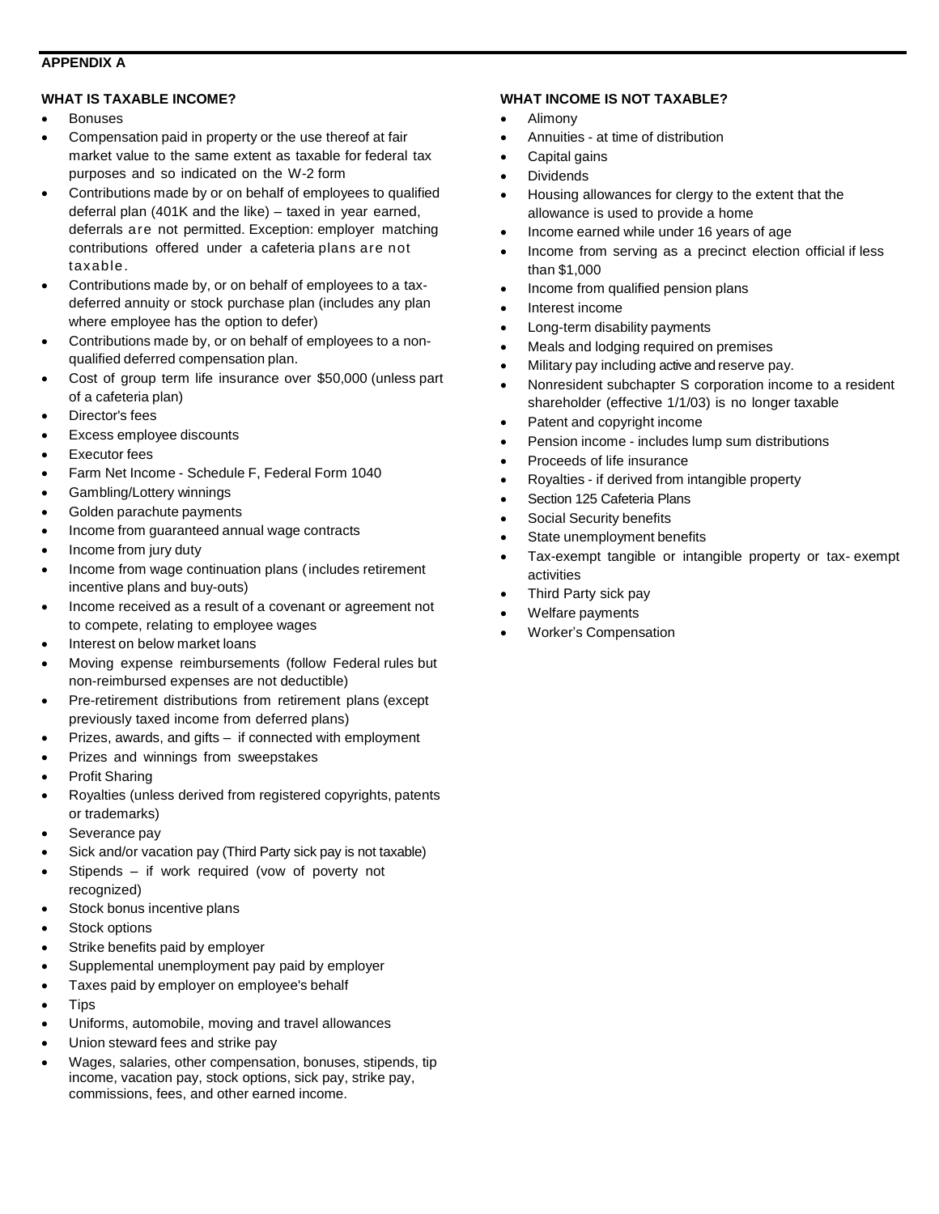**APPENDIX A**

**WHAT IS TAXABLE INCOME?**

- Bonuses
- Compensation paid in property or the use thereof at fair market value to the same extent as taxable for federal tax purposes and so indicated on the W-2 form
- Contributions made by or on behalf of employees to qualified deferral plan (401K and the like) – taxed in year earned, deferrals are not permitted. Exception: employer matching contributions offered under a cafeteria plans are not taxable.
- Contributions made by, or on behalf of employees to a tax-deferred annuity or stock purchase plan (includes any plan where employee has the option to defer)
- Contributions made by, or on behalf of employees to a non-qualified deferred compensation plan.
- Cost of group term life insurance over $50,000 (unless part of a cafeteria plan)
- Director's fees
- Excess employee discounts
- Executor fees
- Farm Net Income - Schedule F, Federal Form 1040
- Gambling/Lottery winnings
- Golden parachute payments
- Income from guaranteed annual wage contracts
- Income from jury duty
- Income from wage continuation plans (includes retirement incentive plans and buy-outs)
- Income received as a result of a covenant or agreement not to compete, relating to employee wages
- Interest on below market loans
- Moving expense reimbursements (follow Federal rules but non-reimbursed expenses are not deductible)
- Pre-retirement distributions from retirement plans (except previously taxed income from deferred plans)
- Prizes, awards, and gifts – if connected with employment
- Prizes and winnings from sweepstakes
- Profit Sharing
- Royalties (unless derived from registered copyrights, patents or trademarks)
- Severance pay
- Sick and/or vacation pay (Third Party sick pay is not taxable)
- Stipends – if work required (vow of poverty not recognized)
- Stock bonus incentive plans
- Stock options
- Strike benefits paid by employer
- Supplemental unemployment pay paid by employer
- Taxes paid by employer on employee's behalf
- Tips
- Uniforms, automobile, moving and travel allowances
- Union steward fees and strike pay
- Wages, salaries, other compensation, bonuses, stipends, tip income, vacation pay, stock options, sick pay, strike pay, commissions, fees, and other earned income.

**WHAT INCOME IS NOT TAXABLE?**

- Alimony
- Annuities - at time of distribution
- Capital gains
- Dividends
- Housing allowances for clergy to the extent that the allowance is used to provide a home
- Income earned while under 16 years of age
- Income from serving as a precinct election official if less than $1,000
- Income from qualified pension plans
- Interest income
- Long-term disability payments
- Meals and lodging required on premises
- Military pay including active and reserve pay.
- Nonresident subchapter S corporation income to a resident shareholder (effective 1/1/03) is no longer taxable
- Patent and copyright income
- Pension income - includes lump sum distributions
- Proceeds of life insurance
- Royalties - if derived from intangible property
- Section 125 Cafeteria Plans
- Social Security benefits
- State unemployment benefits
- Tax-exempt tangible or intangible property or tax- exempt activities
- Third Party sick pay
- Welfare payments
- Worker's Compensation